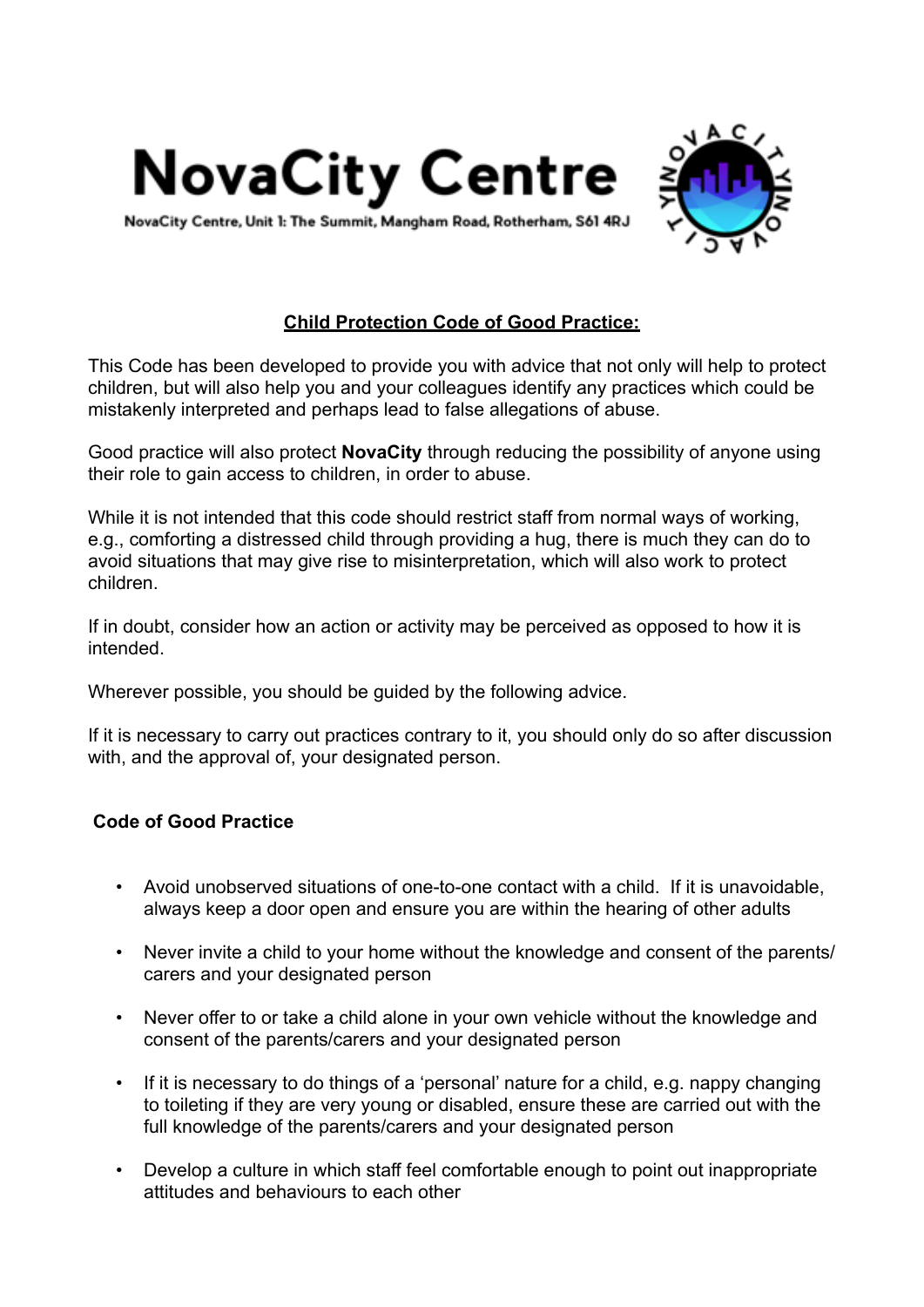# NovaCity Centre

NovaCity Centre, Unit 1: The Summit, Mangham Road, Rotherham, S61 4RJ

## Child Protection Code of Good Practice:

This Code has been developed to provide you with advice that not only will help to protect children, but will also help you and your colleagues identify any practices which could be mistakenly interpreted and perhaps lead to false allegations of abuse.

Good practice will also protect **NovaCity** through reducing the possibility of anyone using their role to gain access to children, in order to abuse.

While it is not intended that this code should restrict staff from normal ways of working, e.g., comforting a distressed child through providing a hug, there is much they can do to avoid situations that may give rise to misinterpretation, which will also work to protect children.

If in doubt, consider how an action or activity may be perceived as opposed to how it is intended.

Wherever possible, you should be guided by the following advice.

If it is necessary to carry out practices contrary to it, you should only do so after discussion with, and the approval of, your designated person.

### Code of Good Practice

- Avoid unobserved situations of one-to-one contact with a child. If it is unavoidable, always keep a door open and ensure you are within the hearing of other adults
- Never invite a child to your home without the knowledge and consent of the parents/ carers and your designated person
- Never offer to or take a child alone in your own vehicle without the knowledge and consent of the parents/carers and your designated person
- If it is necessary to do things of a 'personal' nature for a child, e.g. nappy changing to toileting if they are very young or disabled, ensure these are carried out with the full knowledge of the parents/carers and your designated person
- Develop a culture in which staff feel comfortable enough to point out inappropriate attitudes and behaviours to each other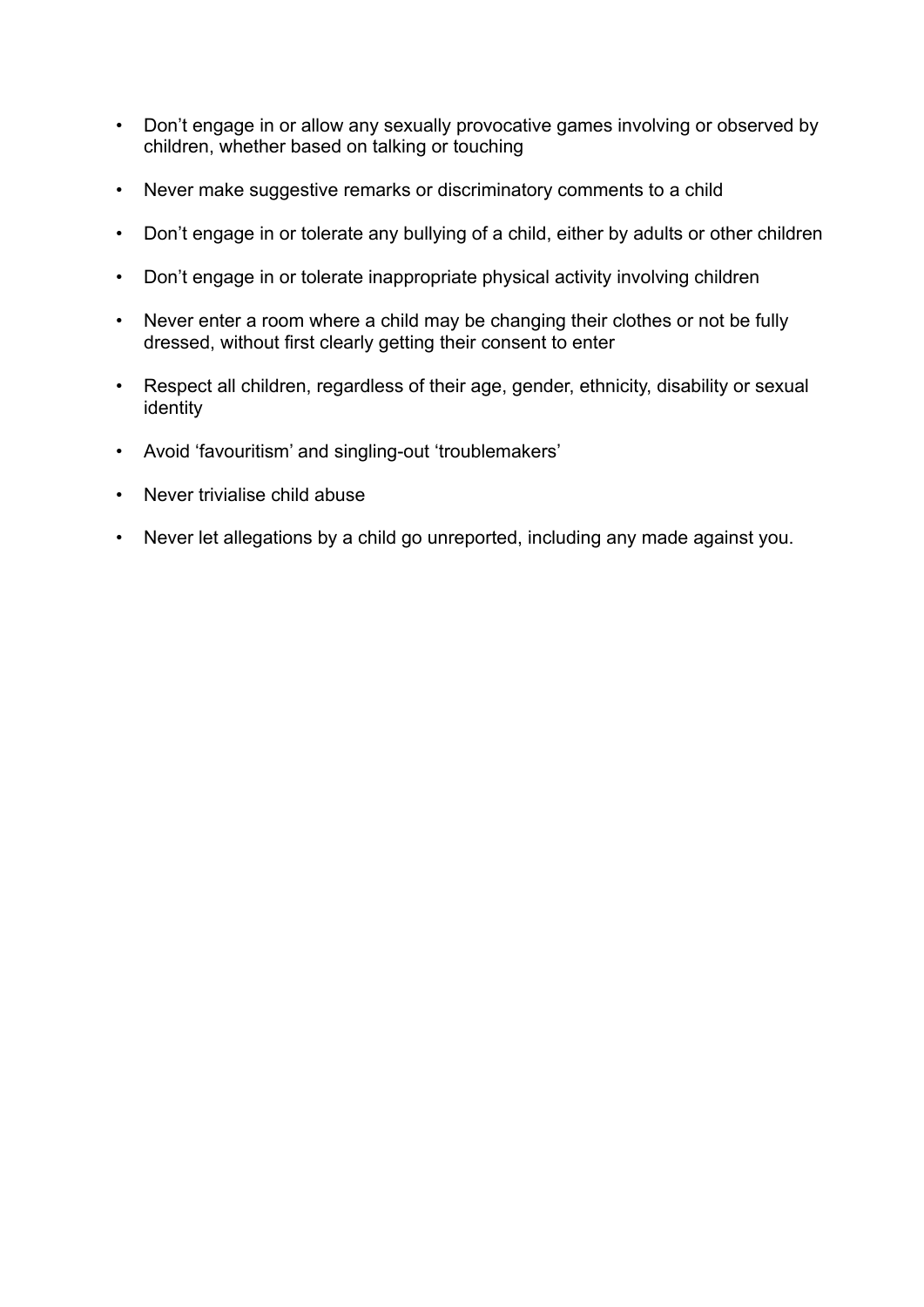- Don’t engage in or allow any sexually provocative games involving or observed by children, whether based on talking or touching
- Never make suggestive remarks or discriminatory comments to a child
- Don’t engage in or tolerate any bullying of a child, either by adults or other children
- Don’t engage in or tolerate inappropriate physical activity involving children
- Never enter a room where a child may be changing their clothes or not be fully dressed, without first clearly getting their consent to enter
- Respect all children, regardless of their age, gender, ethnicity, disability or sexual identity
- Avoid ‘favouritism’ and singling-out ‘troublemakers’
- Never trivialise child abuse
- Never let allegations by a child go unreported, including any made against you.